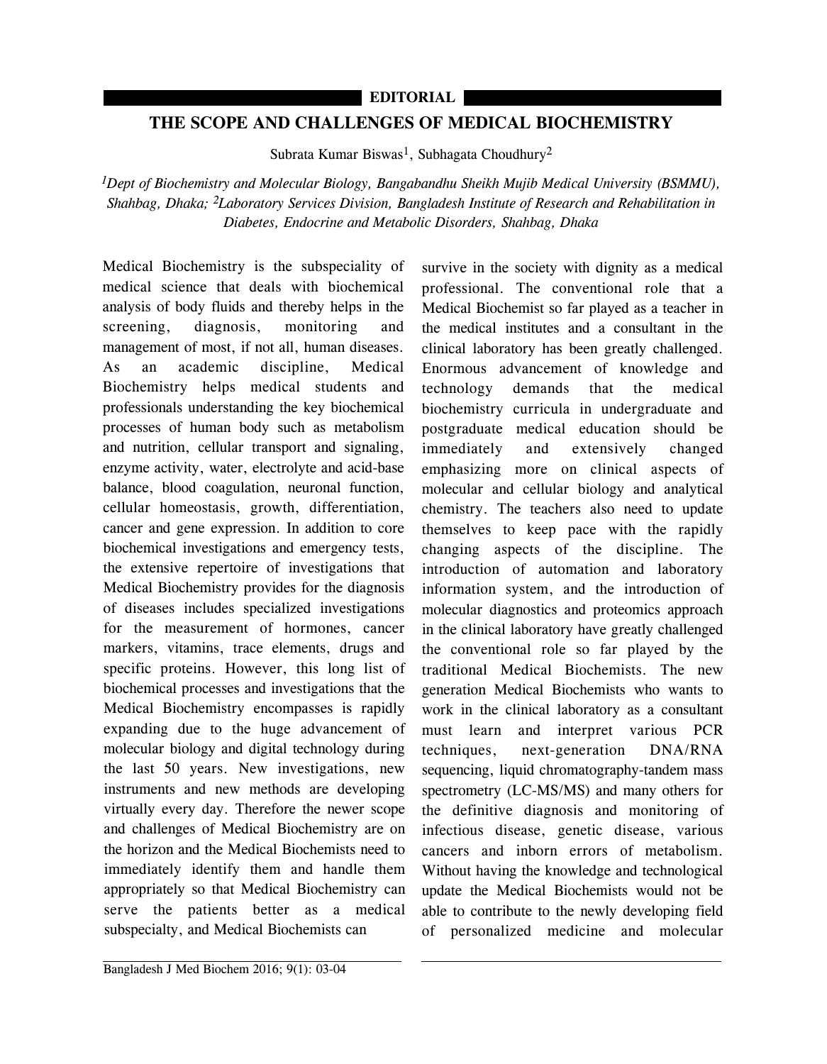EDITORIAL

# THE SCOPE AND CHALLENGES OF MEDICAL BIOCHEMISTRY

Subrata Kumar Biswas[1], Subhagata Choudhury[2]

*[1]Dept of Biochemistry and Molecular Biology, Bangabandhu Sheikh Mujib Medical University (BSMMU), Shahbag, Dhaka; [2]Laboratory Services Division, Bangladesh Institute of Research and Rehabilitation in Diabetes, Endocrine and Metabolic Disorders, Shahbag, Dhaka*

Medical Biochemistry is the subspeciality of medical science that deals with biochemical analysis of body fluids and thereby helps in the screening, diagnosis, monitoring and management of most, if not all, human diseases. As an academic discipline, Medical Biochemistry helps medical students and professionals understanding the key biochemical processes of human body such as metabolism and nutrition, cellular transport and signaling, enzyme activity, water, electrolyte and acid-base balance, blood coagulation, neuronal function, cellular homeostasis, growth, differentiation, cancer and gene expression. In addition to core biochemical investigations and emergency tests, the extensive repertoire of investigations that Medical Biochemistry provides for the diagnosis of diseases includes specialized investigations for the measurement of hormones, cancer markers, vitamins, trace elements, drugs and specific proteins. However, this long list of biochemical processes and investigations that the Medical Biochemistry encompasses is rapidly expanding due to the huge advancement of molecular biology and digital technology during the last 50 years. New investigations, new instruments and new methods are developing virtually every day. Therefore the newer scope and challenges of Medical Biochemistry are on the horizon and the Medical Biochemists need to immediately identify them and handle them appropriately so that Medical Biochemistry can serve the patients better as a medical subspecialty, and Medical Biochemists can survive in the society with dignity as a medical professional. The conventional role that a Medical Biochemist so far played as a teacher in the medical institutes and a consultant in the clinical laboratory has been greatly challenged. Enormous advancement of knowledge and technology demands that the medical biochemistry curricula in undergraduate and postgraduate medical education should be immediately and extensively changed emphasizing more on clinical aspects of molecular and cellular biology and analytical chemistry. The teachers also need to update themselves to keep pace with the rapidly changing aspects of the discipline. The introduction of automation and laboratory information system, and the introduction of molecular diagnostics and proteomics approach in the clinical laboratory have greatly challenged the conventional role so far played by the traditional Medical Biochemists. The new generation Medical Biochemists who wants to work in the clinical laboratory as a consultant must learn and interpret various PCR techniques, next-generation DNA/RNA sequencing, liquid chromatography-tandem mass spectrometry (LC-MS/MS) and many others for the definitive diagnosis and monitoring of infectious disease, genetic disease, various cancers and inborn errors of metabolism. Without having the knowledge and technological update the Medical Biochemists would not be able to contribute to the newly developing field of personalized medicine and molecular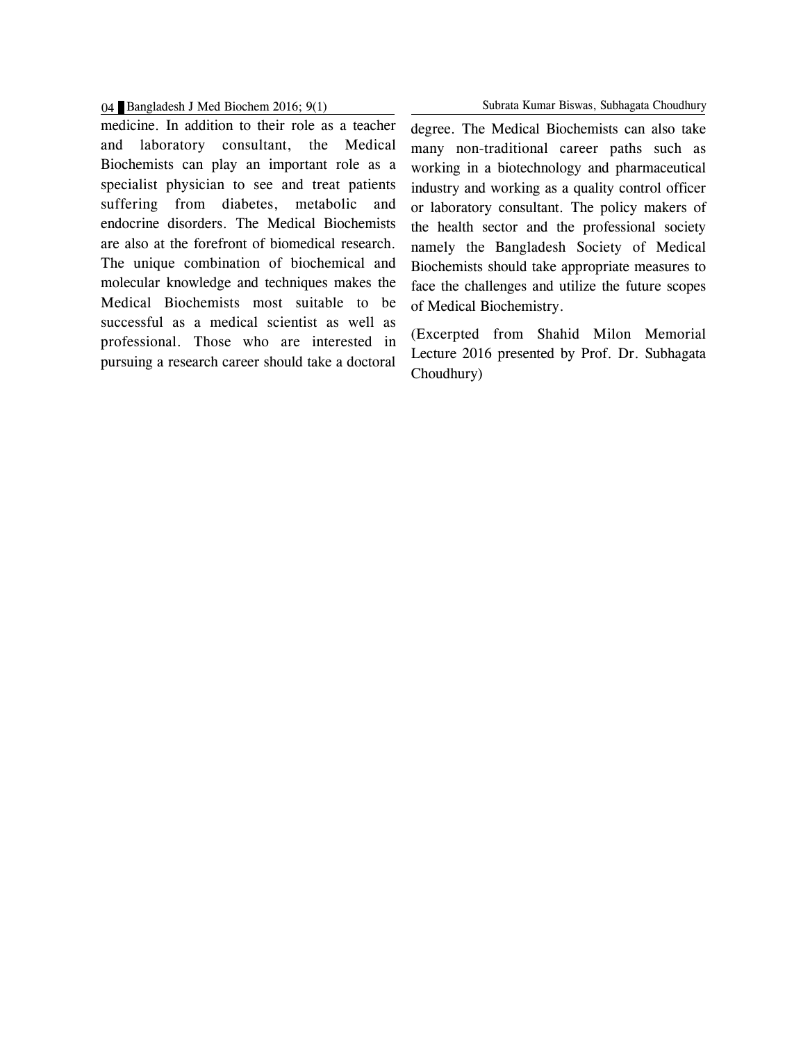medicine. In addition to their role as a teacher and laboratory consultant, the Medical Biochemists can play an important role as a specialist physician to see and treat patients suffering from diabetes, metabolic and endocrine disorders. The Medical Biochemists are also at the forefront of biomedical research. The unique combination of biochemical and molecular knowledge and techniques makes the Medical Biochemists most suitable to be successful as a medical scientist as well as professional. Those who are interested in pursuing a research career should take a doctoral degree. The Medical Biochemists can also take many non-traditional career paths such as working in a biotechnology and pharmaceutical industry and working as a quality control officer or laboratory consultant. The policy makers of the health sector and the professional society namely the Bangladesh Society of Medical Biochemists should take appropriate measures to face the challenges and utilize the future scopes of Medical Biochemistry.

(Excerpted from Shahid Milon Memorial Lecture 2016 presented by Prof. Dr. Subhagata Choudhury)